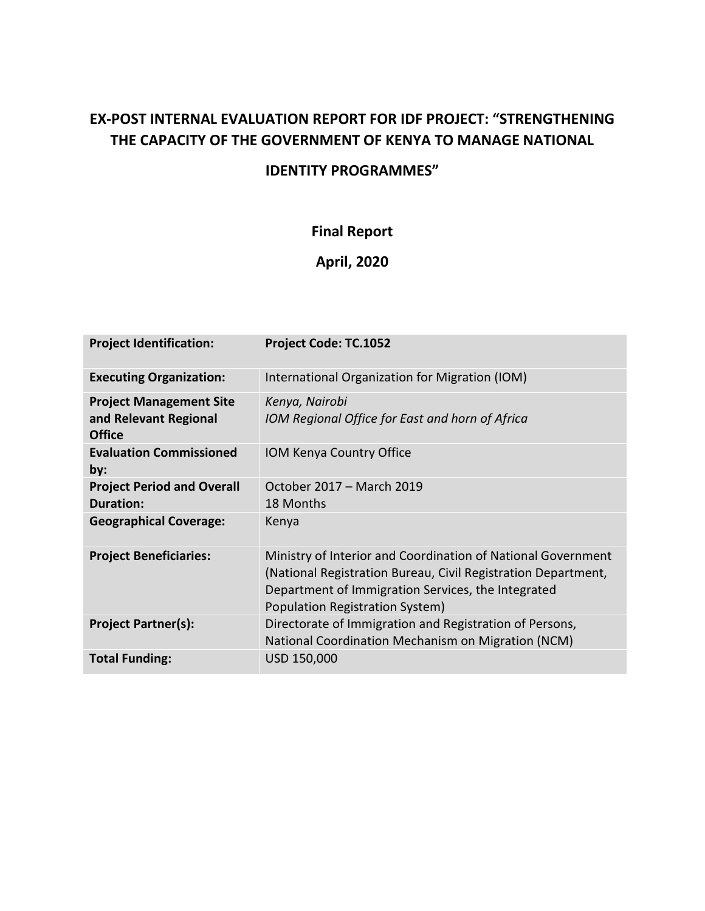# EX-POST INTERNAL EVALUATION REPORT FOR IDF PROJECT: "STRENGTHENING THE CAPACITY OF THE GOVERNMENT OF KENYA TO MANAGE NATIONAL IDENTITY PROGRAMMES"

**Final Report**

**April, 2020**

| **Project Identification:** | **Project Code: TC.1052** |
|---|---|
| **Executing Organization:** | International Organization for Migration (IOM) |
| **Project Management Site and Relevant Regional Office** | *Kenya, Nairobi*<br>*IOM Regional Office for East and horn of Africa* |
| **Evaluation Commissioned by:** | IOM Kenya Country Office |
| **Project Period and Overall Duration:** | October 2017 – March 2019<br>18 Months |
| **Geographical Coverage:** | Kenya |
| **Project Beneficiaries:** | Ministry of Interior and Coordination of National Government (National Registration Bureau, Civil Registration Department, Department of Immigration Services, the Integrated Population Registration System) |
| **Project Partner(s):** | Directorate of Immigration and Registration of Persons, National Coordination Mechanism on Migration (NCM) |
| **Total Funding:** | USD 150,000 |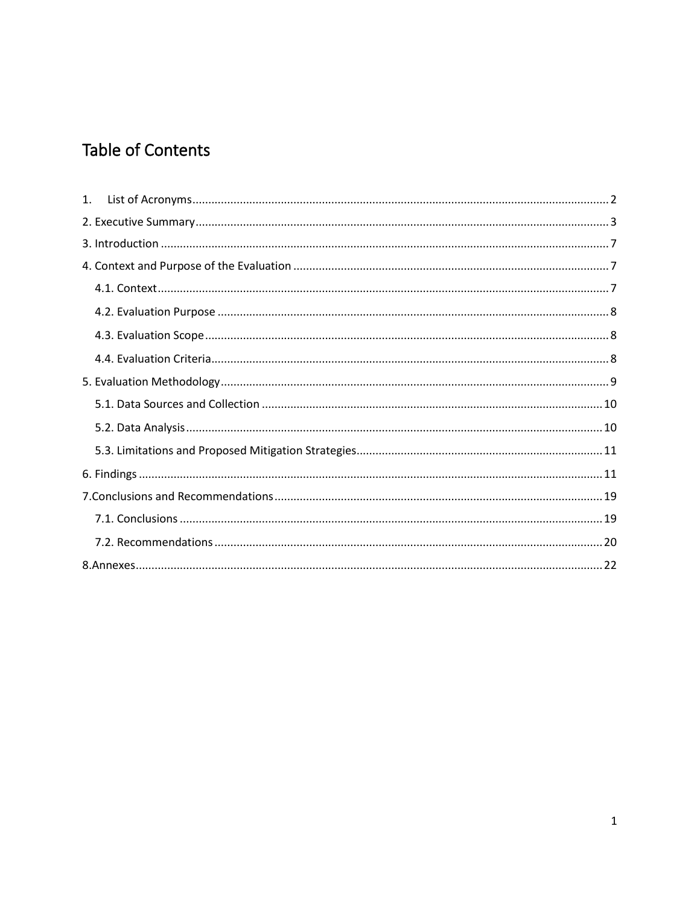# Table of Contents

1. List of Acronyms ... 2
2. Executive Summary ... 3
3. Introduction ... 7
4. Context and Purpose of the Evaluation ... 7
    - 4.1. Context ... 7
    - 4.2. Evaluation Purpose ... 8
    - 4.3. Evaluation Scope ... 8
    - 4.4. Evaluation Criteria ... 8
5. Evaluation Methodology ... 9
    - 5.1. Data Sources and Collection ... 10
    - 5.2. Data Analysis ... 10
    - 5.3. Limitations and Proposed Mitigation Strategies ... 11
6. Findings ... 11
7. Conclusions and Recommendations ... 19
    - 7.1. Conclusions ... 19
    - 7.2. Recommendations ... 20
8. Annexes ... 22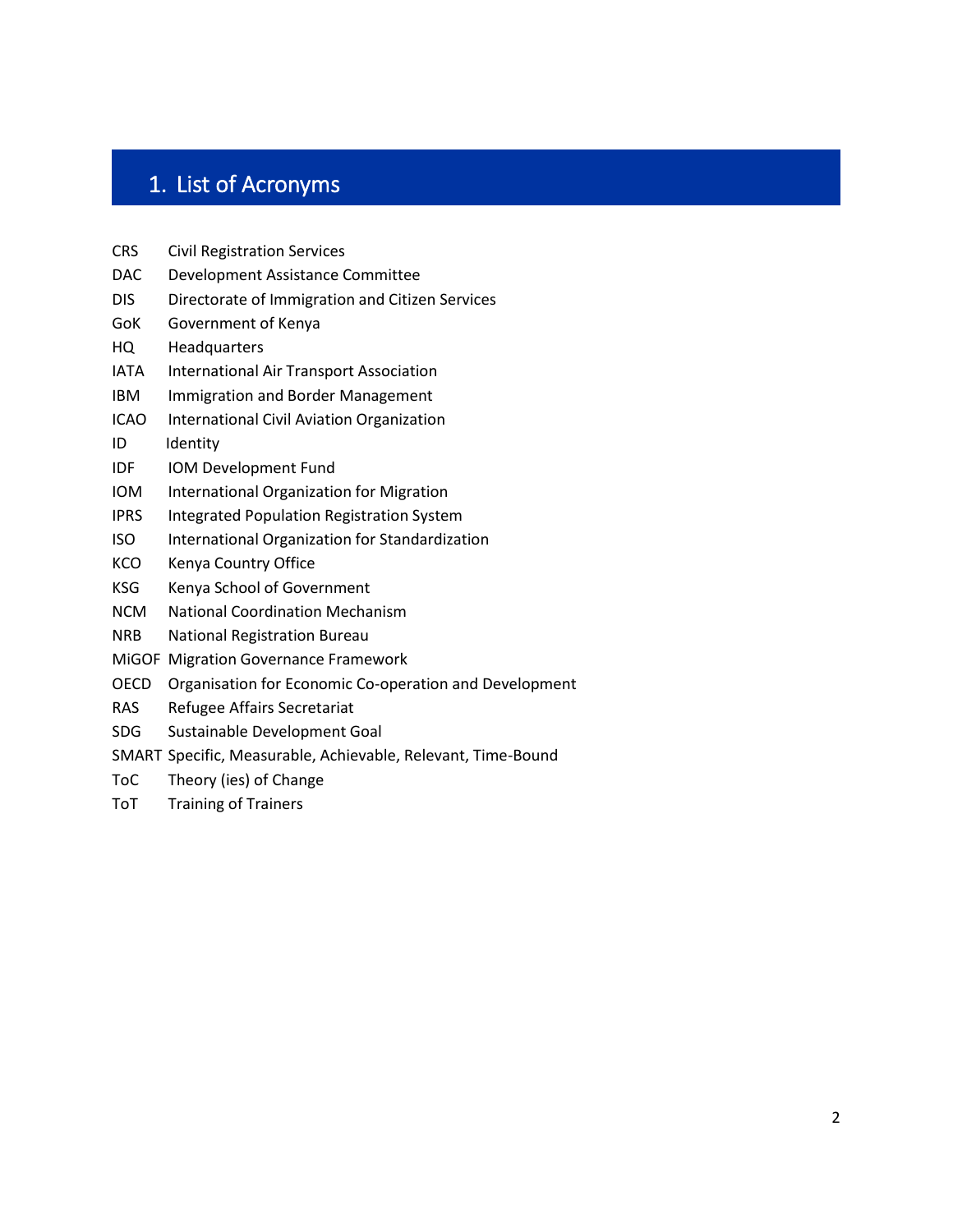# 1. List of Acronyms

| | |
|---|---|
| CRS | Civil Registration Services |
| DAC | Development Assistance Committee |
| DIS | Directorate of Immigration and Citizen Services |
| GoK | Government of Kenya |
| HQ | Headquarters |
| IATA | International Air Transport Association |
| IBM | Immigration and Border Management |
| ICAO | International Civil Aviation Organization |
| ID | Identity |
| IDF | IOM Development Fund |
| IOM | International Organization for Migration |
| IPRS | Integrated Population Registration System |
| ISO | International Organization for Standardization |
| KCO | Kenya Country Office |
| KSG | Kenya School of Government |
| NCM | National Coordination Mechanism |
| NRB | National Registration Bureau |
| MiGOF | Migration Governance Framework |
| OECD | Organisation for Economic Co-operation and Development |
| RAS | Refugee Affairs Secretariat |
| SDG | Sustainable Development Goal |
| SMART | Specific, Measurable, Achievable, Relevant, Time-Bound |
| ToC | Theory (ies) of Change |
| ToT | Training of Trainers |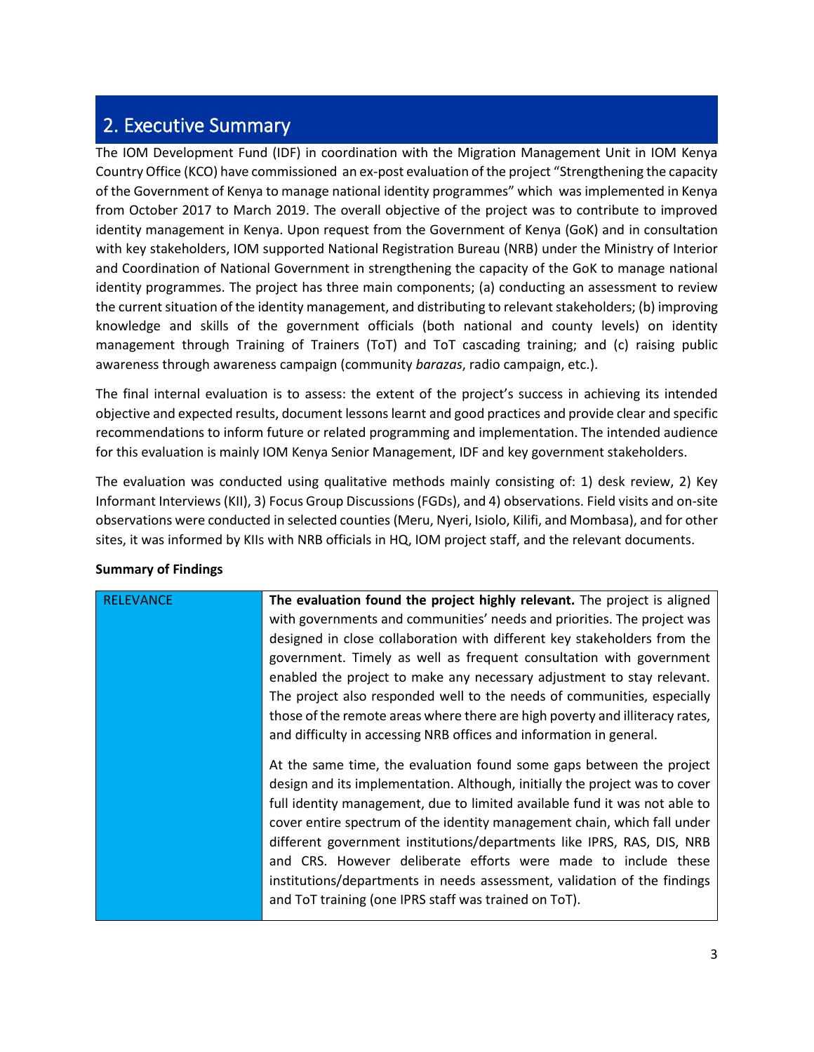## 2. Executive Summary

The IOM Development Fund (IDF) in coordination with the Migration Management Unit in IOM Kenya Country Office (KCO) have commissioned an ex-post evaluation of the project "Strengthening the capacity of the Government of Kenya to manage national identity programmes" which was implemented in Kenya from October 2017 to March 2019. The overall objective of the project was to contribute to improved identity management in Kenya. Upon request from the Government of Kenya (GoK) and in consultation with key stakeholders, IOM supported National Registration Bureau (NRB) under the Ministry of Interior and Coordination of National Government in strengthening the capacity of the GoK to manage national identity programmes. The project has three main components; (a) conducting an assessment to review the current situation of the identity management, and distributing to relevant stakeholders; (b) improving knowledge and skills of the government officials (both national and county levels) on identity management through Training of Trainers (ToT) and ToT cascading training; and (c) raising public awareness through awareness campaign (community *barazas*, radio campaign, etc.).

The final internal evaluation is to assess: the extent of the project's success in achieving its intended objective and expected results, document lessons learnt and good practices and provide clear and specific recommendations to inform future or related programming and implementation. The intended audience for this evaluation is mainly IOM Kenya Senior Management, IDF and key government stakeholders.

The evaluation was conducted using qualitative methods mainly consisting of: 1) desk review, 2) Key Informant Interviews (KII), 3) Focus Group Discussions (FGDs), and 4) observations. Field visits and on-site observations were conducted in selected counties (Meru, Nyeri, Isiolo, Kilifi, and Mombasa), and for other sites, it was informed by KIIs with NRB officials in HQ, IOM project staff, and the relevant documents.

**Summary of Findings**

| | |
|---|---|
| RELEVANCE | **The evaluation found the project highly relevant.** The project is aligned with governments and communities' needs and priorities. The project was designed in close collaboration with different key stakeholders from the government. Timely as well as frequent consultation with government enabled the project to make any necessary adjustment to stay relevant. The project also responded well to the needs of communities, especially those of the remote areas where there are high poverty and illiteracy rates, and difficulty in accessing NRB offices and information in general.<br><br>At the same time, the evaluation found some gaps between the project design and its implementation. Although, initially the project was to cover full identity management, due to limited available fund it was not able to cover entire spectrum of the identity management chain, which fall under different government institutions/departments like IPRS, RAS, DIS, NRB and CRS. However deliberate efforts were made to include these institutions/departments in needs assessment, validation of the findings and ToT training (one IPRS staff was trained on ToT). |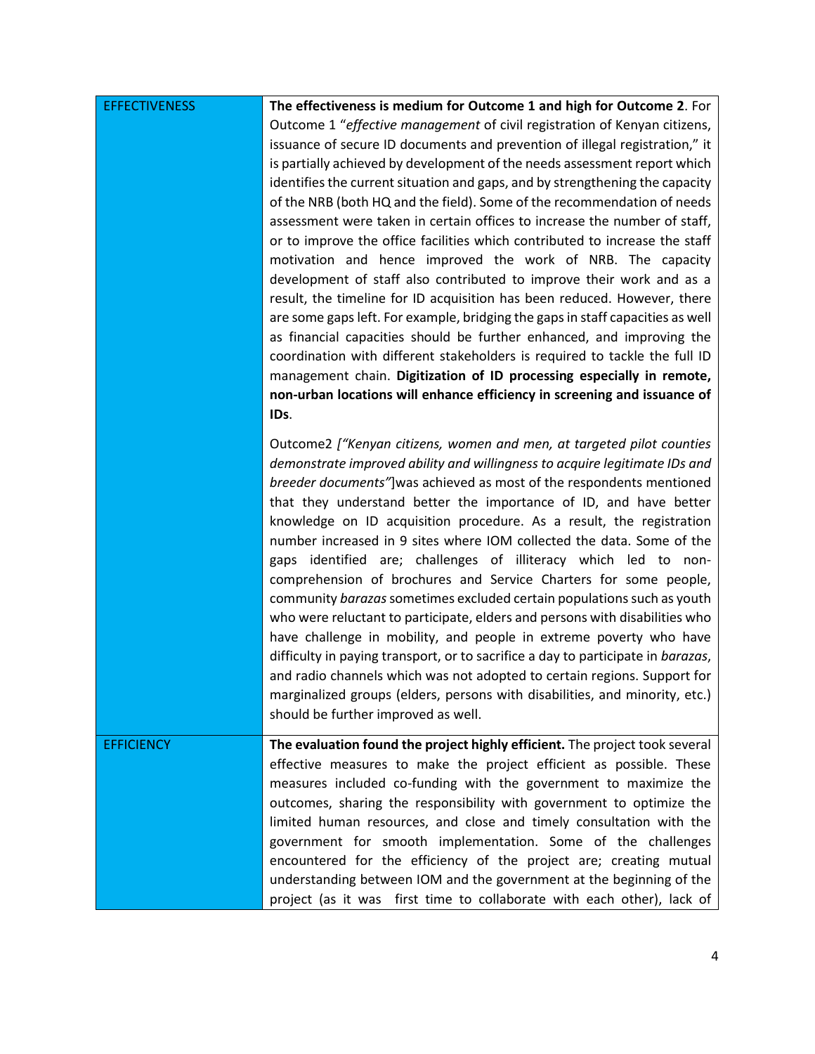| | |
|---|---|
| EFFECTIVENESS | **The effectiveness is medium for Outcome 1 and high for Outcome 2**. For Outcome 1 "*effective management* of civil registration of Kenyan citizens, issuance of secure ID documents and prevention of illegal registration," it is partially achieved by development of the needs assessment report which identifies the current situation and gaps, and by strengthening the capacity of the NRB (both HQ and the field). Some of the recommendation of needs assessment were taken in certain offices to increase the number of staff, or to improve the office facilities which contributed to increase the staff motivation and hence improved the work of NRB. The capacity development of staff also contributed to improve their work and as a result, the timeline for ID acquisition has been reduced. However, there are some gaps left. For example, bridging the gaps in staff capacities as well as financial capacities should be further enhanced, and improving the coordination with different stakeholders is required to tackle the full ID management chain. **Digitization of ID processing especially in remote, non-urban locations will enhance efficiency in screening and issuance of IDs**.<br><br>Outcome2 *["Kenyan citizens, women and men, at targeted pilot counties demonstrate improved ability and willingness to acquire legitimate IDs and breeder documents"*]was achieved as most of the respondents mentioned that they understand better the importance of ID, and have better knowledge on ID acquisition procedure. As a result, the registration number increased in 9 sites where IOM collected the data. Some of the gaps identified are; challenges of illiteracy which led to non-comprehension of brochures and Service Charters for some people, community *barazas* sometimes excluded certain populations such as youth who were reluctant to participate, elders and persons with disabilities who have challenge in mobility, and people in extreme poverty who have difficulty in paying transport, or to sacrifice a day to participate in *barazas*, and radio channels which was not adopted to certain regions. Support for marginalized groups (elders, persons with disabilities, and minority, etc.) should be further improved as well. |
| EFFICIENCY | **The evaluation found the project highly efficient.** The project took several effective measures to make the project efficient as possible. These measures included co-funding with the government to maximize the outcomes, sharing the responsibility with government to optimize the limited human resources, and close and timely consultation with the government for smooth implementation. Some of the challenges encountered for the efficiency of the project are; creating mutual understanding between IOM and the government at the beginning of the project (as it was first time to collaborate with each other), lack of |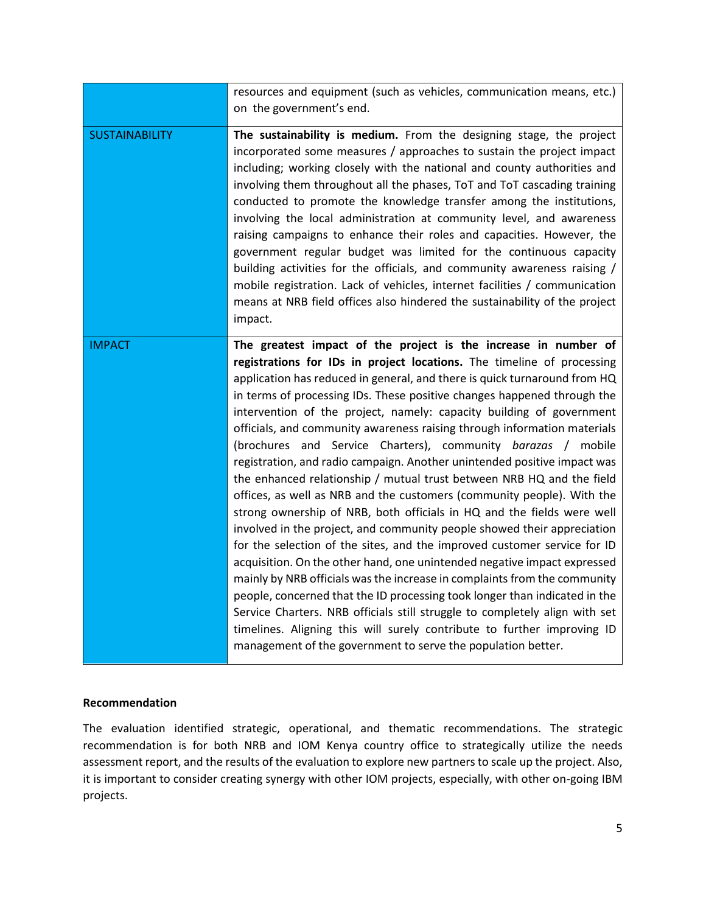| | |
|---|---|
| | resources and equipment (such as vehicles, communication means, etc.) on the government's end. |
| SUSTAINABILITY | **The sustainability is medium.** From the designing stage, the project incorporated some measures / approaches to sustain the project impact including; working closely with the national and county authorities and involving them throughout all the phases, ToT and ToT cascading training conducted to promote the knowledge transfer among the institutions, involving the local administration at community level, and awareness raising campaigns to enhance their roles and capacities. However, the government regular budget was limited for the continuous capacity building activities for the officials, and community awareness raising / mobile registration. Lack of vehicles, internet facilities / communication means at NRB field offices also hindered the sustainability of the project impact. |
| IMPACT | **The greatest impact of the project is the increase in number of registrations for IDs in project locations.** The timeline of processing application has reduced in general, and there is quick turnaround from HQ in terms of processing IDs. These positive changes happened through the intervention of the project, namely: capacity building of government officials, and community awareness raising through information materials (brochures and Service Charters), community *barazas* / mobile registration, and radio campaign. Another unintended positive impact was the enhanced relationship / mutual trust between NRB HQ and the field offices, as well as NRB and the customers (community people). With the strong ownership of NRB, both officials in HQ and the fields were well involved in the project, and community people showed their appreciation for the selection of the sites, and the improved customer service for ID acquisition. On the other hand, one unintended negative impact expressed mainly by NRB officials was the increase in complaints from the community people, concerned that the ID processing took longer than indicated in the Service Charters. NRB officials still struggle to completely align with set timelines. Aligning this will surely contribute to further improving ID management of the government to serve the population better. |

**Recommendation**

The evaluation identified strategic, operational, and thematic recommendations. The strategic recommendation is for both NRB and IOM Kenya country office to strategically utilize the needs assessment report, and the results of the evaluation to explore new partners to scale up the project. Also, it is important to consider creating synergy with other IOM projects, especially, with other on-going IBM projects.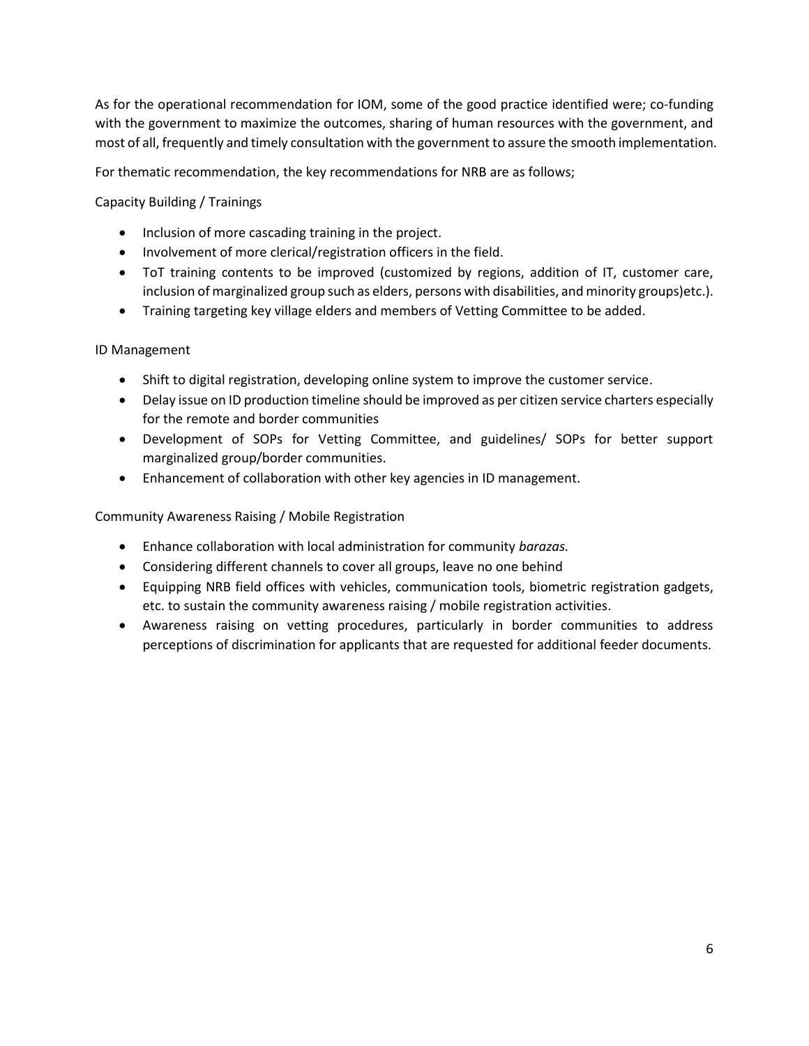As for the operational recommendation for IOM, some of the good practice identified were; co-funding with the government to maximize the outcomes, sharing of human resources with the government, and most of all, frequently and timely consultation with the government to assure the smooth implementation.

For thematic recommendation, the key recommendations for NRB are as follows;

Capacity Building / Trainings

- Inclusion of more cascading training in the project.
- Involvement of more clerical/registration officers in the field.
- ToT training contents to be improved (customized by regions, addition of IT, customer care, inclusion of marginalized group such as elders, persons with disabilities, and minority groups)etc.).
- Training targeting key village elders and members of Vetting Committee to be added.

ID Management

- Shift to digital registration, developing online system to improve the customer service.
- Delay issue on ID production timeline should be improved as per citizen service charters especially for the remote and border communities
- Development of SOPs for Vetting Committee, and guidelines/ SOPs for better support marginalized group/border communities.
- Enhancement of collaboration with other key agencies in ID management.

Community Awareness Raising / Mobile Registration

- Enhance collaboration with local administration for community *barazas.*
- Considering different channels to cover all groups, leave no one behind
- Equipping NRB field offices with vehicles, communication tools, biometric registration gadgets, etc. to sustain the community awareness raising / mobile registration activities.
- Awareness raising on vetting procedures, particularly in border communities to address perceptions of discrimination for applicants that are requested for additional feeder documents.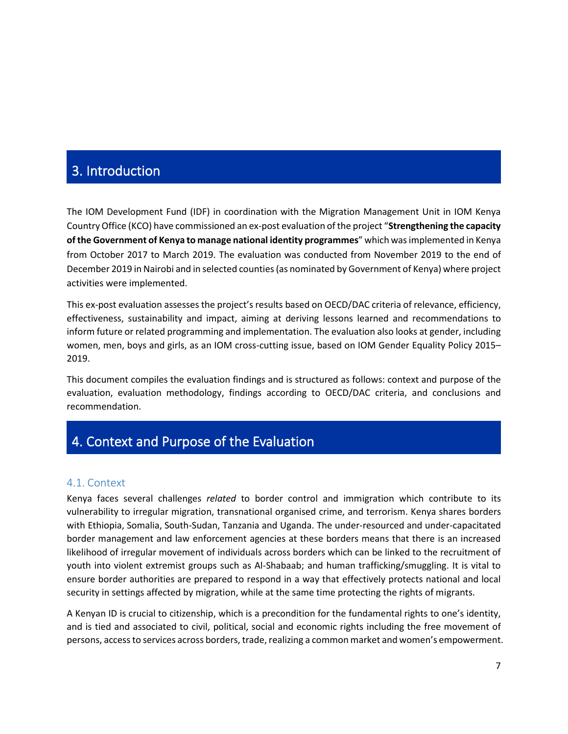# 3. Introduction

The IOM Development Fund (IDF) in coordination with the Migration Management Unit in IOM Kenya Country Office (KCO) have commissioned an ex-post evaluation of the project "**Strengthening the capacity of the Government of Kenya to manage national identity programmes**" which was implemented in Kenya from October 2017 to March 2019. The evaluation was conducted from November 2019 to the end of December 2019 in Nairobi and in selected counties (as nominated by Government of Kenya) where project activities were implemented.

This ex-post evaluation assesses the project's results based on OECD/DAC criteria of relevance, efficiency, effectiveness, sustainability and impact, aiming at deriving lessons learned and recommendations to inform future or related programming and implementation. The evaluation also looks at gender, including women, men, boys and girls, as an IOM cross-cutting issue, based on IOM Gender Equality Policy 2015–2019.

This document compiles the evaluation findings and is structured as follows: context and purpose of the evaluation, evaluation methodology, findings according to OECD/DAC criteria, and conclusions and recommendation.

# 4. Context and Purpose of the Evaluation

## 4.1. Context

Kenya faces several challenges *related* to border control and immigration which contribute to its vulnerability to irregular migration, transnational organised crime, and terrorism. Kenya shares borders with Ethiopia, Somalia, South-Sudan, Tanzania and Uganda. The under-resourced and under-capacitated border management and law enforcement agencies at these borders means that there is an increased likelihood of irregular movement of individuals across borders which can be linked to the recruitment of youth into violent extremist groups such as Al-Shabaab; and human trafficking/smuggling. It is vital to ensure border authorities are prepared to respond in a way that effectively protects national and local security in settings affected by migration, while at the same time protecting the rights of migrants.

A Kenyan ID is crucial to citizenship, which is a precondition for the fundamental rights to one's identity, and is tied and associated to civil, political, social and economic rights including the free movement of persons, access to services across borders, trade, realizing a common market and women's empowerment.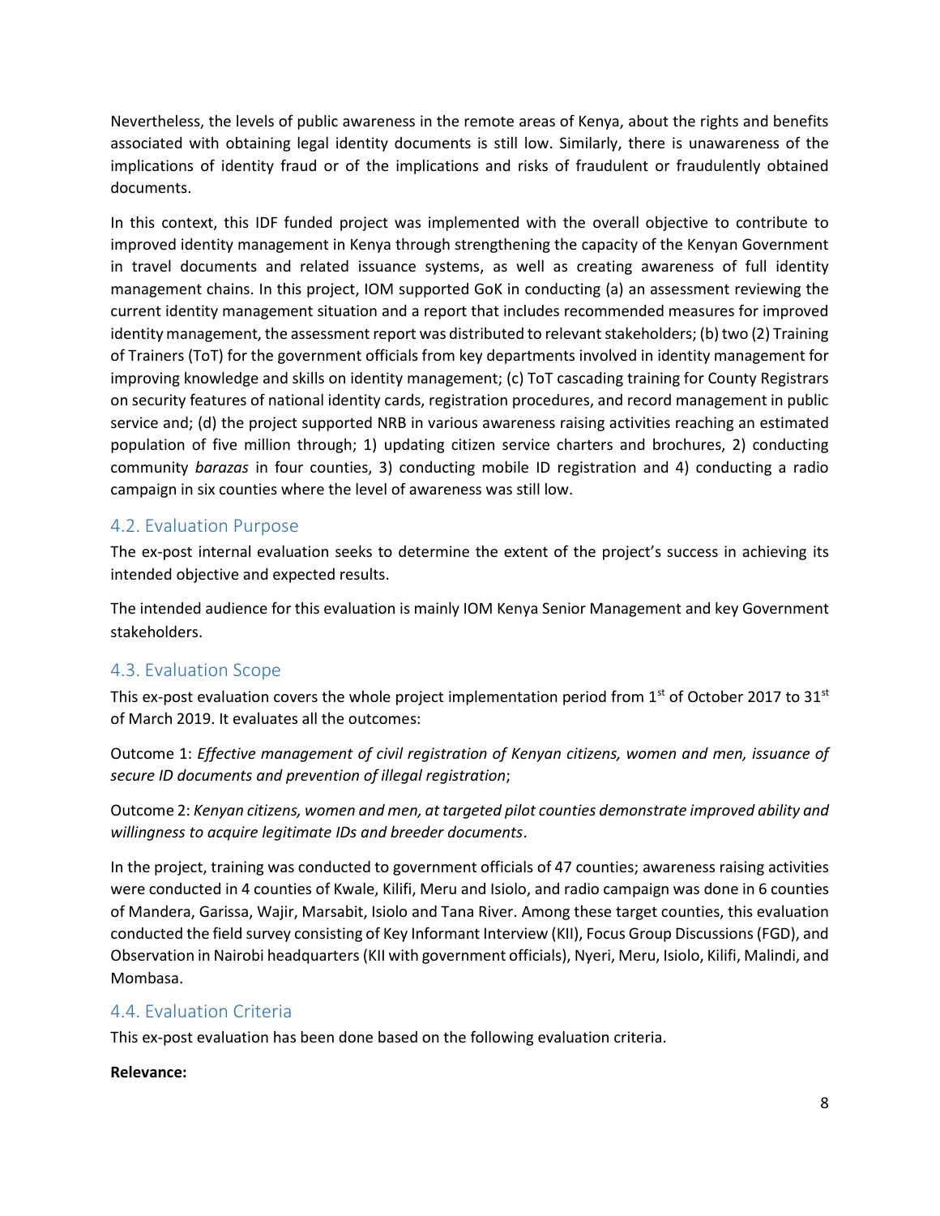Nevertheless, the levels of public awareness in the remote areas of Kenya, about the rights and benefits associated with obtaining legal identity documents is still low. Similarly, there is unawareness of the implications of identity fraud or of the implications and risks of fraudulent or fraudulently obtained documents.

In this context, this IDF funded project was implemented with the overall objective to contribute to improved identity management in Kenya through strengthening the capacity of the Kenyan Government in travel documents and related issuance systems, as well as creating awareness of full identity management chains. In this project, IOM supported GoK in conducting (a) an assessment reviewing the current identity management situation and a report that includes recommended measures for improved identity management, the assessment report was distributed to relevant stakeholders; (b) two (2) Training of Trainers (ToT) for the government officials from key departments involved in identity management for improving knowledge and skills on identity management; (c) ToT cascading training for County Registrars on security features of national identity cards, registration procedures, and record management in public service and; (d) the project supported NRB in various awareness raising activities reaching an estimated population of five million through; 1) updating citizen service charters and brochures, 2) conducting community *barazas* in four counties, 3) conducting mobile ID registration and 4) conducting a radio campaign in six counties where the level of awareness was still low.

## 4.2. Evaluation Purpose

The ex-post internal evaluation seeks to determine the extent of the project's success in achieving its intended objective and expected results.

The intended audience for this evaluation is mainly IOM Kenya Senior Management and key Government stakeholders.

## 4.3. Evaluation Scope

This ex-post evaluation covers the whole project implementation period from 1st of October 2017 to 31st of March 2019. It evaluates all the outcomes:

Outcome 1: *Effective management of civil registration of Kenyan citizens, women and men, issuance of secure ID documents and prevention of illegal registration*;

Outcome 2: *Kenyan citizens, women and men, at targeted pilot counties demonstrate improved ability and willingness to acquire legitimate IDs and breeder documents*.

In the project, training was conducted to government officials of 47 counties; awareness raising activities were conducted in 4 counties of Kwale, Kilifi, Meru and Isiolo, and radio campaign was done in 6 counties of Mandera, Garissa, Wajir, Marsabit, Isiolo and Tana River. Among these target counties, this evaluation conducted the field survey consisting of Key Informant Interview (KII), Focus Group Discussions (FGD), and Observation in Nairobi headquarters (KII with government officials), Nyeri, Meru, Isiolo, Kilifi, Malindi, and Mombasa.

## 4.4. Evaluation Criteria

This ex-post evaluation has been done based on the following evaluation criteria.

**Relevance:**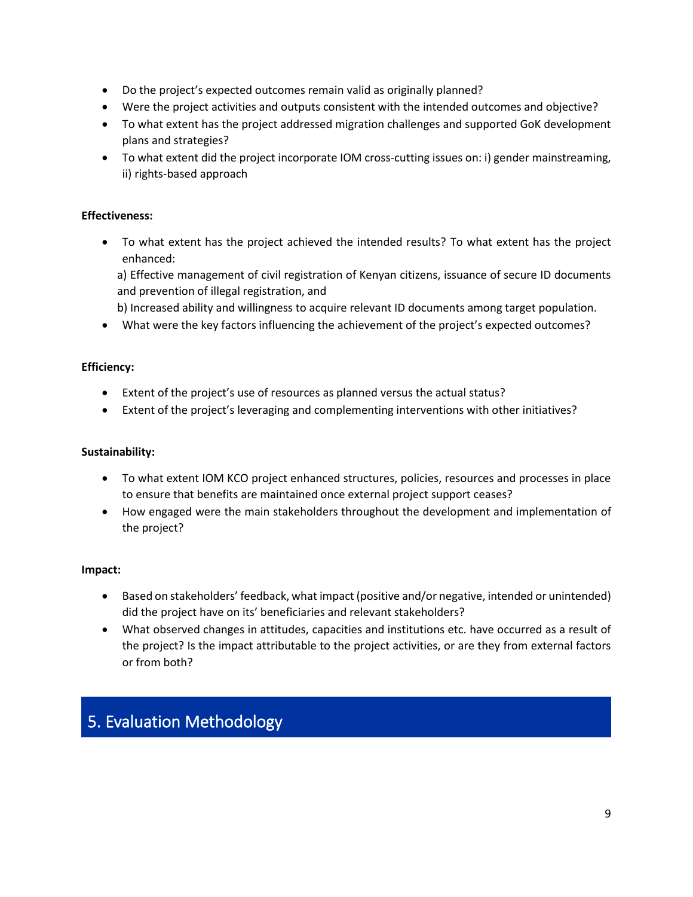- Do the project's expected outcomes remain valid as originally planned?
- Were the project activities and outputs consistent with the intended outcomes and objective?
- To what extent has the project addressed migration challenges and supported GoK development plans and strategies?
- To what extent did the project incorporate IOM cross-cutting issues on: i) gender mainstreaming, ii) rights-based approach

**Effectiveness:**

- To what extent has the project achieved the intended results? To what extent has the project enhanced:

  a) Effective management of civil registration of Kenyan citizens, issuance of secure ID documents and prevention of illegal registration, and

  b) Increased ability and willingness to acquire relevant ID documents among target population.
- What were the key factors influencing the achievement of the project's expected outcomes?

**Efficiency:**

- Extent of the project's use of resources as planned versus the actual status?
- Extent of the project's leveraging and complementing interventions with other initiatives?

**Sustainability:**

- To what extent IOM KCO project enhanced structures, policies, resources and processes in place to ensure that benefits are maintained once external project support ceases?
- How engaged were the main stakeholders throughout the development and implementation of the project?

**Impact:**

- Based on stakeholders' feedback, what impact (positive and/or negative, intended or unintended) did the project have on its' beneficiaries and relevant stakeholders?
- What observed changes in attitudes, capacities and institutions etc. have occurred as a result of the project? Is the impact attributable to the project activities, or are they from external factors or from both?

## 5. Evaluation Methodology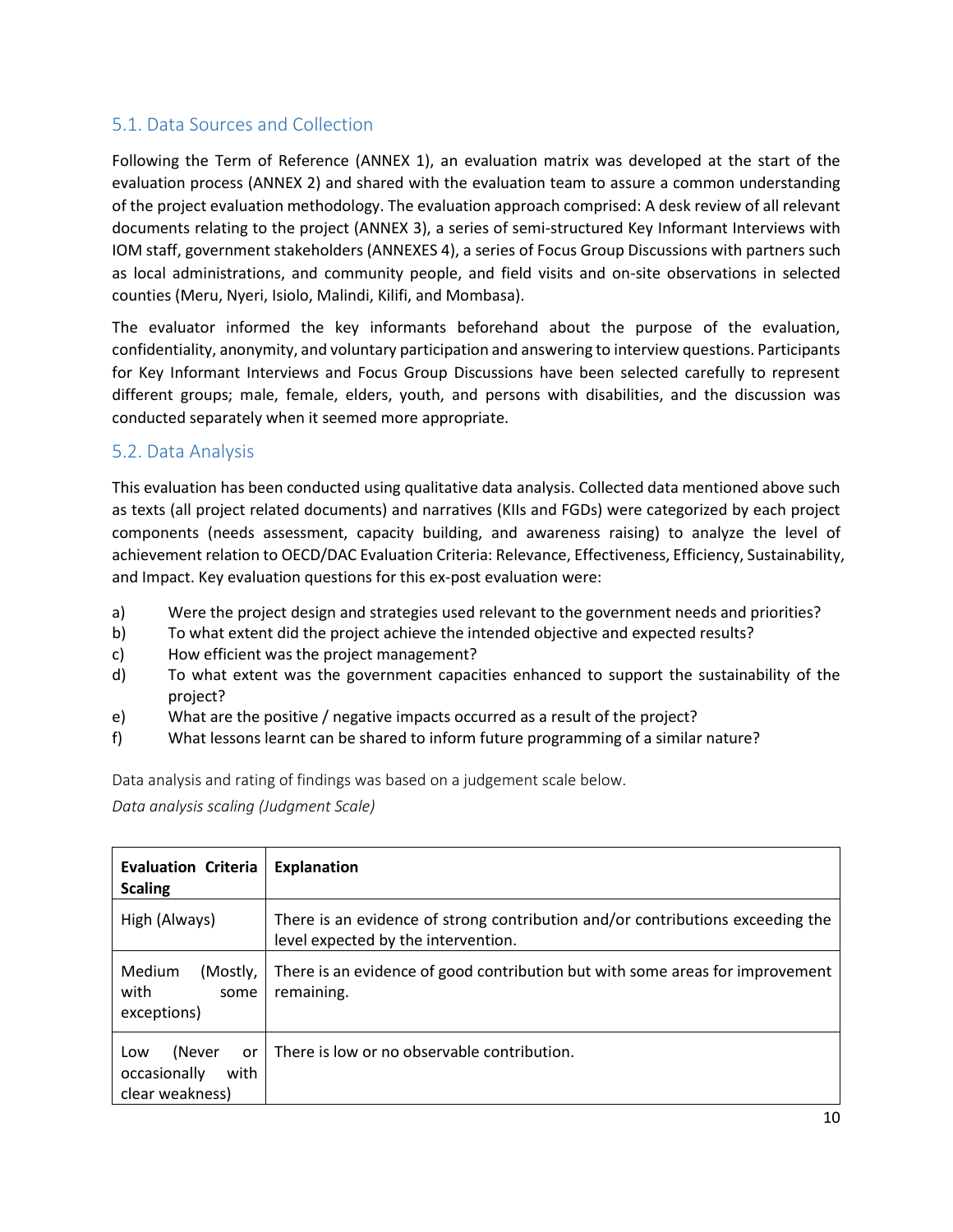## 5.1. Data Sources and Collection

Following the Term of Reference (ANNEX 1), an evaluation matrix was developed at the start of the evaluation process (ANNEX 2) and shared with the evaluation team to assure a common understanding of the project evaluation methodology. The evaluation approach comprised: A desk review of all relevant documents relating to the project (ANNEX 3), a series of semi-structured Key Informant Interviews with IOM staff, government stakeholders (ANNEXES 4), a series of Focus Group Discussions with partners such as local administrations, and community people, and field visits and on-site observations in selected counties (Meru, Nyeri, Isiolo, Malindi, Kilifi, and Mombasa).

The evaluator informed the key informants beforehand about the purpose of the evaluation, confidentiality, anonymity, and voluntary participation and answering to interview questions. Participants for Key Informant Interviews and Focus Group Discussions have been selected carefully to represent different groups; male, female, elders, youth, and persons with disabilities, and the discussion was conducted separately when it seemed more appropriate.

## 5.2. Data Analysis

This evaluation has been conducted using qualitative data analysis. Collected data mentioned above such as texts (all project related documents) and narratives (KIIs and FGDs) were categorized by each project components (needs assessment, capacity building, and awareness raising) to analyze the level of achievement relation to OECD/DAC Evaluation Criteria: Relevance, Effectiveness, Efficiency, Sustainability, and Impact. Key evaluation questions for this ex-post evaluation were:

a) Were the project design and strategies used relevant to the government needs and priorities?
b) To what extent did the project achieve the intended objective and expected results?
c) How efficient was the project management?
d) To what extent was the government capacities enhanced to support the sustainability of the project?
e) What are the positive / negative impacts occurred as a result of the project?
f) What lessons learnt can be shared to inform future programming of a similar nature?

Data analysis and rating of findings was based on a judgement scale below.

*Data analysis scaling (Judgment Scale)*

| **Evaluation Criteria Scaling** | **Explanation** |
|---|---|
| High (Always) | There is an evidence of strong contribution and/or contributions exceeding the level expected by the intervention. |
| Medium (Mostly, with some exceptions) | There is an evidence of good contribution but with some areas for improvement remaining. |
| Low (Never or occasionally with clear weakness) | There is low or no observable contribution. |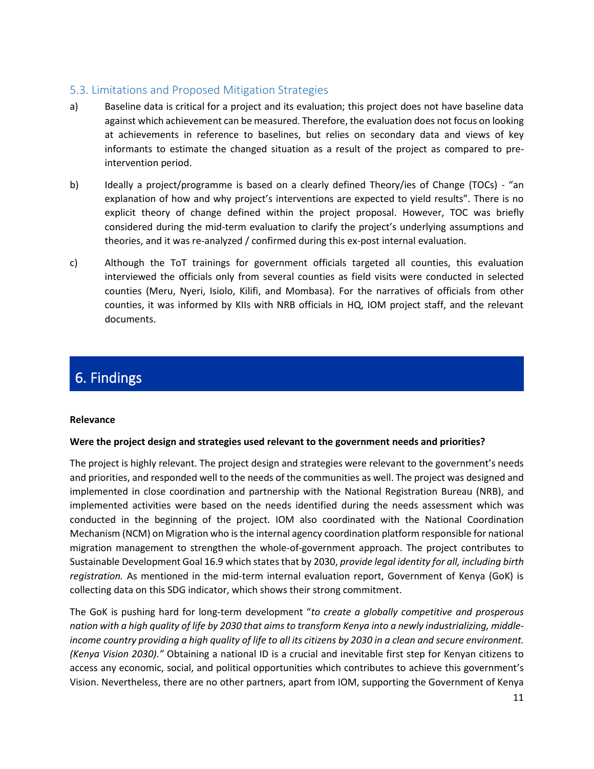## 5.3. Limitations and Proposed Mitigation Strategies

a) Baseline data is critical for a project and its evaluation; this project does not have baseline data against which achievement can be measured. Therefore, the evaluation does not focus on looking at achievements in reference to baselines, but relies on secondary data and views of key informants to estimate the changed situation as a result of the project as compared to pre-intervention period.

b) Ideally a project/programme is based on a clearly defined Theory/ies of Change (TOCs) - "an explanation of how and why project's interventions are expected to yield results". There is no explicit theory of change defined within the project proposal. However, TOC was briefly considered during the mid-term evaluation to clarify the project's underlying assumptions and theories, and it was re-analyzed / confirmed during this ex-post internal evaluation.

c) Although the ToT trainings for government officials targeted all counties, this evaluation interviewed the officials only from several counties as field visits were conducted in selected counties (Meru, Nyeri, Isiolo, Kilifi, and Mombasa). For the narratives of officials from other counties, it was informed by KIIs with NRB officials in HQ, IOM project staff, and the relevant documents.

# 6. Findings

**Relevance**

**Were the project design and strategies used relevant to the government needs and priorities?**

The project is highly relevant. The project design and strategies were relevant to the government's needs and priorities, and responded well to the needs of the communities as well. The project was designed and implemented in close coordination and partnership with the National Registration Bureau (NRB), and implemented activities were based on the needs identified during the needs assessment which was conducted in the beginning of the project. IOM also coordinated with the National Coordination Mechanism (NCM) on Migration who is the internal agency coordination platform responsible for national migration management to strengthen the whole-of-government approach. The project contributes to Sustainable Development Goal 16.9 which states that by 2030, *provide legal identity for all, including birth registration.* As mentioned in the mid-term internal evaluation report, Government of Kenya (GoK) is collecting data on this SDG indicator, which shows their strong commitment.

The GoK is pushing hard for long-term development "*to create a globally competitive and prosperous nation with a high quality of life by 2030 that aims to transform Kenya into a newly industrializing, middle-income country providing a high quality of life to all its citizens by 2030 in a clean and secure environment. (Kenya Vision 2030).*" Obtaining a national ID is a crucial and inevitable first step for Kenyan citizens to access any economic, social, and political opportunities which contributes to achieve this government's Vision. Nevertheless, there are no other partners, apart from IOM, supporting the Government of Kenya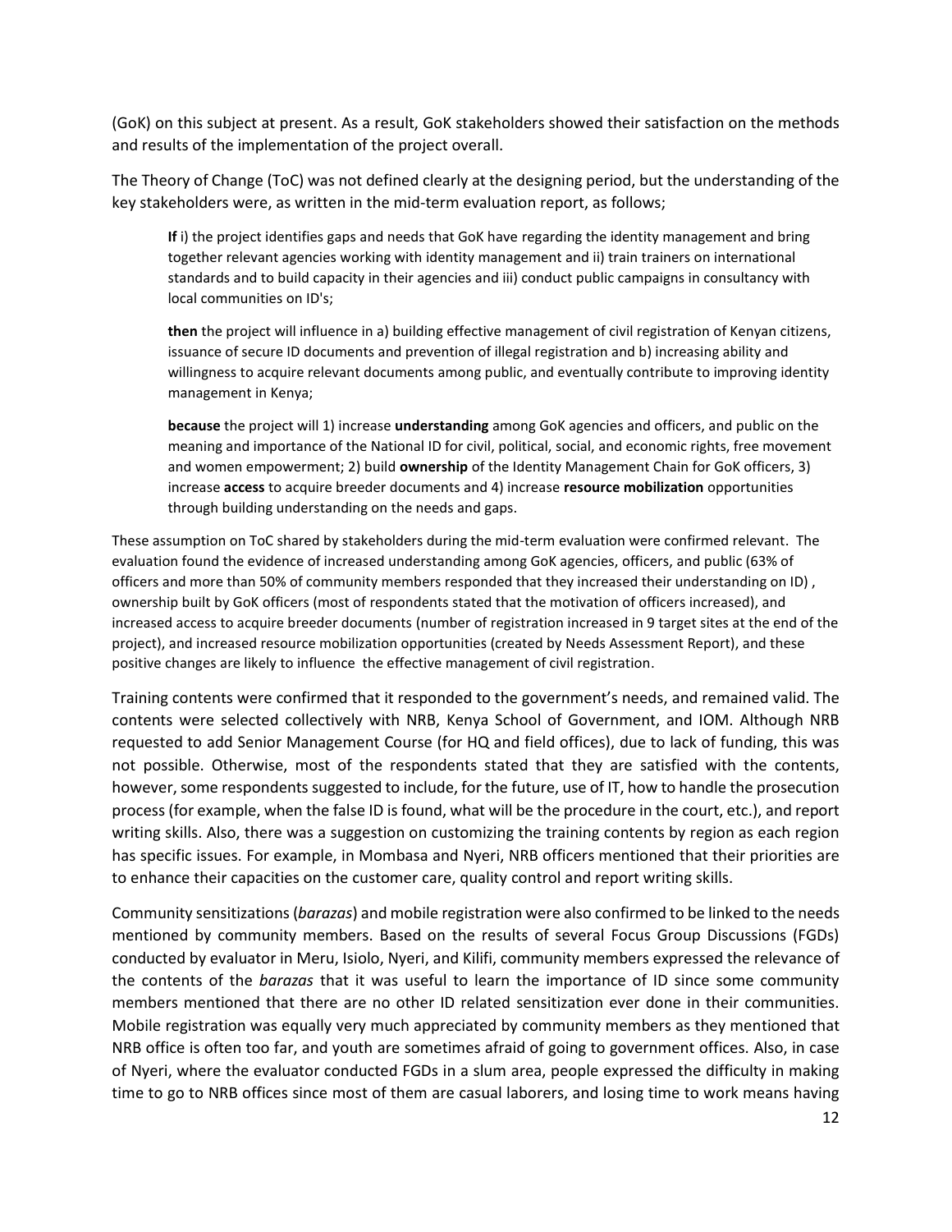(GoK) on this subject at present. As a result, GoK stakeholders showed their satisfaction on the methods and results of the implementation of the project overall.

The Theory of Change (ToC) was not defined clearly at the designing period, but the understanding of the key stakeholders were, as written in the mid-term evaluation report, as follows;

> **If** i) the project identifies gaps and needs that GoK have regarding the identity management and bring together relevant agencies working with identity management and ii) train trainers on international standards and to build capacity in their agencies and iii) conduct public campaigns in consultancy with local communities on ID's;
>
> **then** the project will influence in a) building effective management of civil registration of Kenyan citizens, issuance of secure ID documents and prevention of illegal registration and b) increasing ability and willingness to acquire relevant documents among public, and eventually contribute to improving identity management in Kenya;
>
> **because** the project will 1) increase **understanding** among GoK agencies and officers, and public on the meaning and importance of the National ID for civil, political, social, and economic rights, free movement and women empowerment; 2) build **ownership** of the Identity Management Chain for GoK officers, 3) increase **access** to acquire breeder documents and 4) increase **resource mobilization** opportunities through building understanding on the needs and gaps.

These assumption on ToC shared by stakeholders during the mid-term evaluation were confirmed relevant. The evaluation found the evidence of increased understanding among GoK agencies, officers, and public (63% of officers and more than 50% of community members responded that they increased their understanding on ID) , ownership built by GoK officers (most of respondents stated that the motivation of officers increased), and increased access to acquire breeder documents (number of registration increased in 9 target sites at the end of the project), and increased resource mobilization opportunities (created by Needs Assessment Report), and these positive changes are likely to influence the effective management of civil registration.

Training contents were confirmed that it responded to the government's needs, and remained valid. The contents were selected collectively with NRB, Kenya School of Government, and IOM. Although NRB requested to add Senior Management Course (for HQ and field offices), due to lack of funding, this was not possible. Otherwise, most of the respondents stated that they are satisfied with the contents, however, some respondents suggested to include, for the future, use of IT, how to handle the prosecution process (for example, when the false ID is found, what will be the procedure in the court, etc.), and report writing skills. Also, there was a suggestion on customizing the training contents by region as each region has specific issues. For example, in Mombasa and Nyeri, NRB officers mentioned that their priorities are to enhance their capacities on the customer care, quality control and report writing skills.

Community sensitizations (*barazas*) and mobile registration were also confirmed to be linked to the needs mentioned by community members. Based on the results of several Focus Group Discussions (FGDs) conducted by evaluator in Meru, Isiolo, Nyeri, and Kilifi, community members expressed the relevance of the contents of the *barazas* that it was useful to learn the importance of ID since some community members mentioned that there are no other ID related sensitization ever done in their communities. Mobile registration was equally very much appreciated by community members as they mentioned that NRB office is often too far, and youth are sometimes afraid of going to government offices. Also, in case of Nyeri, where the evaluator conducted FGDs in a slum area, people expressed the difficulty in making time to go to NRB offices since most of them are casual laborers, and losing time to work means having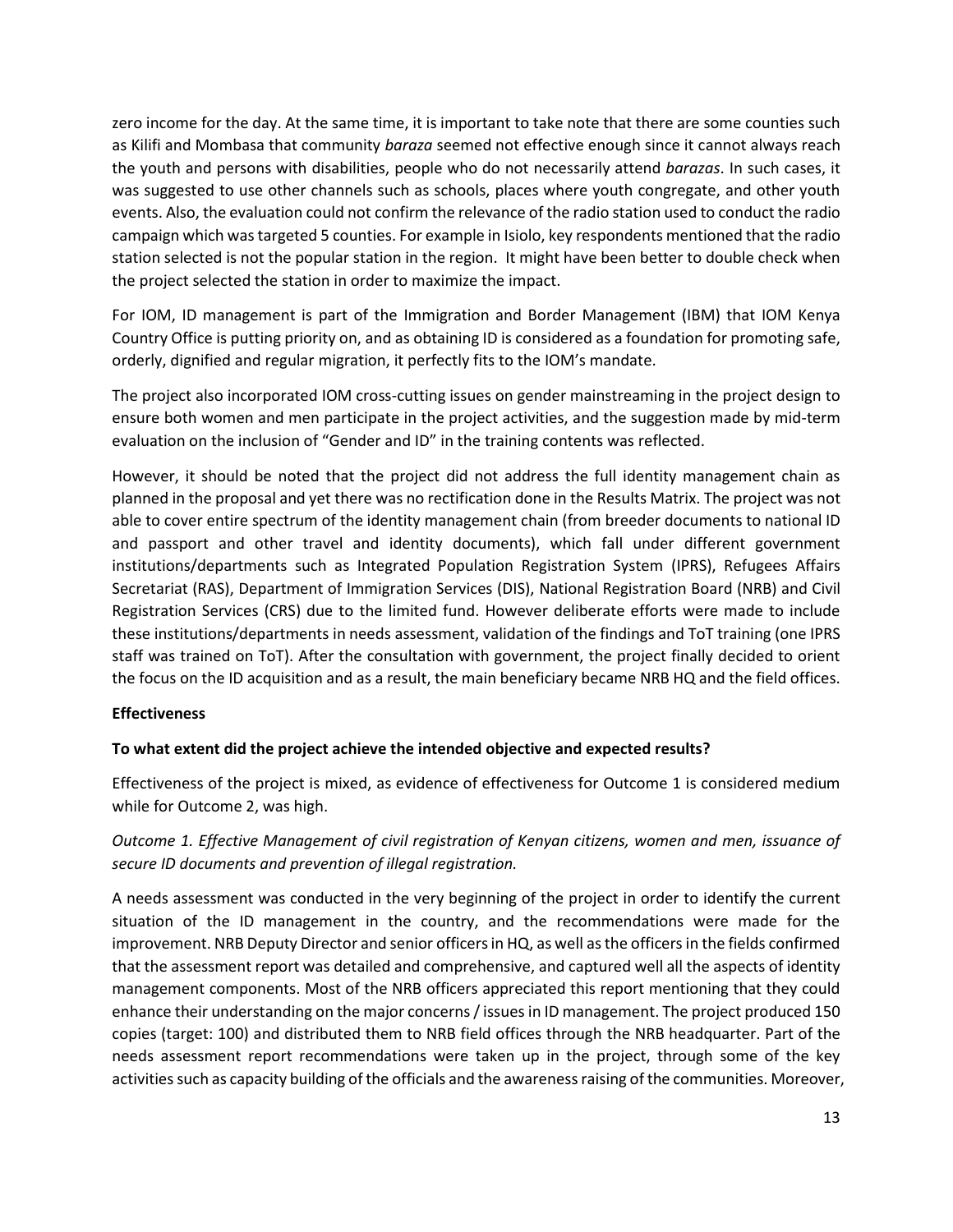zero income for the day. At the same time, it is important to take note that there are some counties such as Kilifi and Mombasa that community *baraza* seemed not effective enough since it cannot always reach the youth and persons with disabilities, people who do not necessarily attend *barazas*. In such cases, it was suggested to use other channels such as schools, places where youth congregate, and other youth events. Also, the evaluation could not confirm the relevance of the radio station used to conduct the radio campaign which was targeted 5 counties. For example in Isiolo, key respondents mentioned that the radio station selected is not the popular station in the region. It might have been better to double check when the project selected the station in order to maximize the impact.

For IOM, ID management is part of the Immigration and Border Management (IBM) that IOM Kenya Country Office is putting priority on, and as obtaining ID is considered as a foundation for promoting safe, orderly, dignified and regular migration, it perfectly fits to the IOM's mandate.

The project also incorporated IOM cross-cutting issues on gender mainstreaming in the project design to ensure both women and men participate in the project activities, and the suggestion made by mid-term evaluation on the inclusion of "Gender and ID" in the training contents was reflected.

However, it should be noted that the project did not address the full identity management chain as planned in the proposal and yet there was no rectification done in the Results Matrix. The project was not able to cover entire spectrum of the identity management chain (from breeder documents to national ID and passport and other travel and identity documents), which fall under different government institutions/departments such as Integrated Population Registration System (IPRS), Refugees Affairs Secretariat (RAS), Department of Immigration Services (DIS), National Registration Board (NRB) and Civil Registration Services (CRS) due to the limited fund. However deliberate efforts were made to include these institutions/departments in needs assessment, validation of the findings and ToT training (one IPRS staff was trained on ToT). After the consultation with government, the project finally decided to orient the focus on the ID acquisition and as a result, the main beneficiary became NRB HQ and the field offices.

**Effectiveness**

**To what extent did the project achieve the intended objective and expected results?**

Effectiveness of the project is mixed, as evidence of effectiveness for Outcome 1 is considered medium while for Outcome 2, was high.

*Outcome 1. Effective Management of civil registration of Kenyan citizens, women and men, issuance of secure ID documents and prevention of illegal registration.*

A needs assessment was conducted in the very beginning of the project in order to identify the current situation of the ID management in the country, and the recommendations were made for the improvement. NRB Deputy Director and senior officers in HQ, as well as the officers in the fields confirmed that the assessment report was detailed and comprehensive, and captured well all the aspects of identity management components. Most of the NRB officers appreciated this report mentioning that they could enhance their understanding on the major concerns / issues in ID management. The project produced 150 copies (target: 100) and distributed them to NRB field offices through the NRB headquarter. Part of the needs assessment report recommendations were taken up in the project, through some of the key activities such as capacity building of the officials and the awareness raising of the communities. Moreover,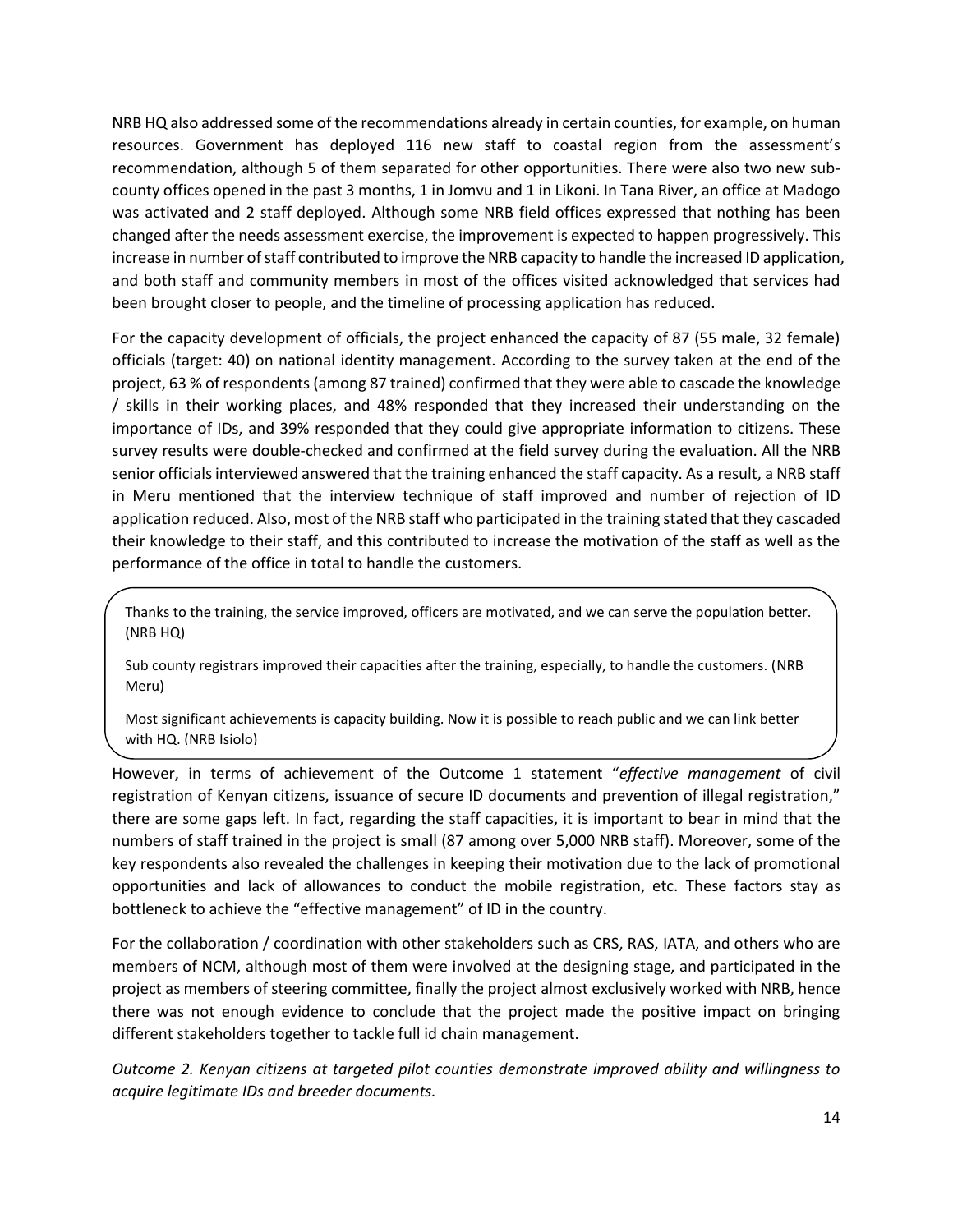NRB HQ also addressed some of the recommendations already in certain counties, for example, on human resources. Government has deployed 116 new staff to coastal region from the assessment's recommendation, although 5 of them separated for other opportunities. There were also two new sub-county offices opened in the past 3 months, 1 in Jomvu and 1 in Likoni. In Tana River, an office at Madogo was activated and 2 staff deployed. Although some NRB field offices expressed that nothing has been changed after the needs assessment exercise, the improvement is expected to happen progressively. This increase in number of staff contributed to improve the NRB capacity to handle the increased ID application, and both staff and community members in most of the offices visited acknowledged that services had been brought closer to people, and the timeline of processing application has reduced.

For the capacity development of officials, the project enhanced the capacity of 87 (55 male, 32 female) officials (target: 40) on national identity management. According to the survey taken at the end of the project, 63 % of respondents (among 87 trained) confirmed that they were able to cascade the knowledge / skills in their working places, and 48% responded that they increased their understanding on the importance of IDs, and 39% responded that they could give appropriate information to citizens. These survey results were double-checked and confirmed at the field survey during the evaluation. All the NRB senior officials interviewed answered that the training enhanced the staff capacity. As a result, a NRB staff in Meru mentioned that the interview technique of staff improved and number of rejection of ID application reduced. Also, most of the NRB staff who participated in the training stated that they cascaded their knowledge to their staff, and this contributed to increase the motivation of the staff as well as the performance of the office in total to handle the customers.

> Thanks to the training, the service improved, officers are motivated, and we can serve the population better. (NRB HQ)
>
> Sub county registrars improved their capacities after the training, especially, to handle the customers. (NRB Meru)
>
> Most significant achievements is capacity building. Now it is possible to reach public and we can link better with HQ. (NRB Isiolo)

However, in terms of achievement of the Outcome 1 statement "*effective management* of civil registration of Kenyan citizens, issuance of secure ID documents and prevention of illegal registration," there are some gaps left. In fact, regarding the staff capacities, it is important to bear in mind that the numbers of staff trained in the project is small (87 among over 5,000 NRB staff). Moreover, some of the key respondents also revealed the challenges in keeping their motivation due to the lack of promotional opportunities and lack of allowances to conduct the mobile registration, etc. These factors stay as bottleneck to achieve the "effective management" of ID in the country.

For the collaboration / coordination with other stakeholders such as CRS, RAS, IATA, and others who are members of NCM, although most of them were involved at the designing stage, and participated in the project as members of steering committee, finally the project almost exclusively worked with NRB, hence there was not enough evidence to conclude that the project made the positive impact on bringing different stakeholders together to tackle full id chain management.

*Outcome 2. Kenyan citizens at targeted pilot counties demonstrate improved ability and willingness to acquire legitimate IDs and breeder documents.*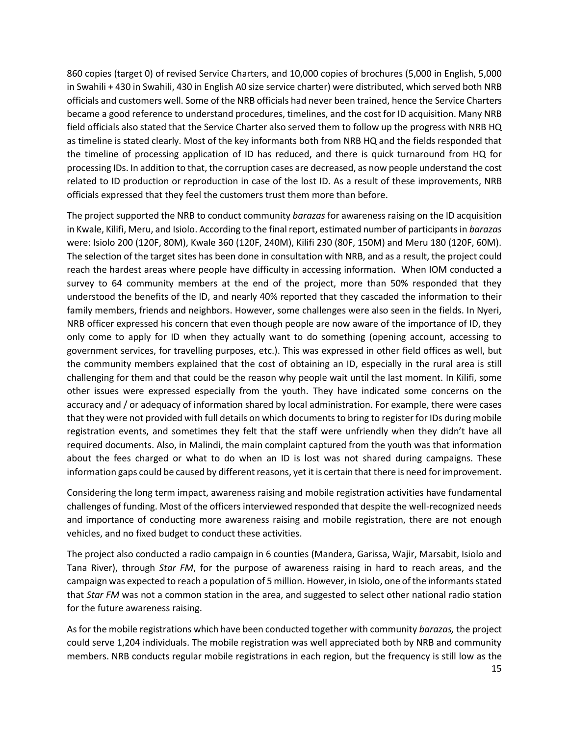860 copies (target 0) of revised Service Charters, and 10,000 copies of brochures (5,000 in English, 5,000 in Swahili + 430 in Swahili, 430 in English A0 size service charter) were distributed, which served both NRB officials and customers well. Some of the NRB officials had never been trained, hence the Service Charters became a good reference to understand procedures, timelines, and the cost for ID acquisition. Many NRB field officials also stated that the Service Charter also served them to follow up the progress with NRB HQ as timeline is stated clearly. Most of the key informants both from NRB HQ and the fields responded that the timeline of processing application of ID has reduced, and there is quick turnaround from HQ for processing IDs. In addition to that, the corruption cases are decreased, as now people understand the cost related to ID production or reproduction in case of the lost ID. As a result of these improvements, NRB officials expressed that they feel the customers trust them more than before.

The project supported the NRB to conduct community *barazas* for awareness raising on the ID acquisition in Kwale, Kilifi, Meru, and Isiolo. According to the final report, estimated number of participants in *barazas* were: Isiolo 200 (120F, 80M), Kwale 360 (120F, 240M), Kilifi 230 (80F, 150M) and Meru 180 (120F, 60M). The selection of the target sites has been done in consultation with NRB, and as a result, the project could reach the hardest areas where people have difficulty in accessing information. When IOM conducted a survey to 64 community members at the end of the project, more than 50% responded that they understood the benefits of the ID, and nearly 40% reported that they cascaded the information to their family members, friends and neighbors. However, some challenges were also seen in the fields. In Nyeri, NRB officer expressed his concern that even though people are now aware of the importance of ID, they only come to apply for ID when they actually want to do something (opening account, accessing to government services, for travelling purposes, etc.). This was expressed in other field offices as well, but the community members explained that the cost of obtaining an ID, especially in the rural area is still challenging for them and that could be the reason why people wait until the last moment. In Kilifi, some other issues were expressed especially from the youth. They have indicated some concerns on the accuracy and / or adequacy of information shared by local administration. For example, there were cases that they were not provided with full details on which documents to bring to register for IDs during mobile registration events, and sometimes they felt that the staff were unfriendly when they didn't have all required documents. Also, in Malindi, the main complaint captured from the youth was that information about the fees charged or what to do when an ID is lost was not shared during campaigns. These information gaps could be caused by different reasons, yet it is certain that there is need for improvement.

Considering the long term impact, awareness raising and mobile registration activities have fundamental challenges of funding. Most of the officers interviewed responded that despite the well-recognized needs and importance of conducting more awareness raising and mobile registration, there are not enough vehicles, and no fixed budget to conduct these activities.

The project also conducted a radio campaign in 6 counties (Mandera, Garissa, Wajir, Marsabit, Isiolo and Tana River), through *Star FM*, for the purpose of awareness raising in hard to reach areas, and the campaign was expected to reach a population of 5 million. However, in Isiolo, one of the informants stated that *Star FM* was not a common station in the area, and suggested to select other national radio station for the future awareness raising.

As for the mobile registrations which have been conducted together with community *barazas,* the project could serve 1,204 individuals. The mobile registration was well appreciated both by NRB and community members. NRB conducts regular mobile registrations in each region, but the frequency is still low as the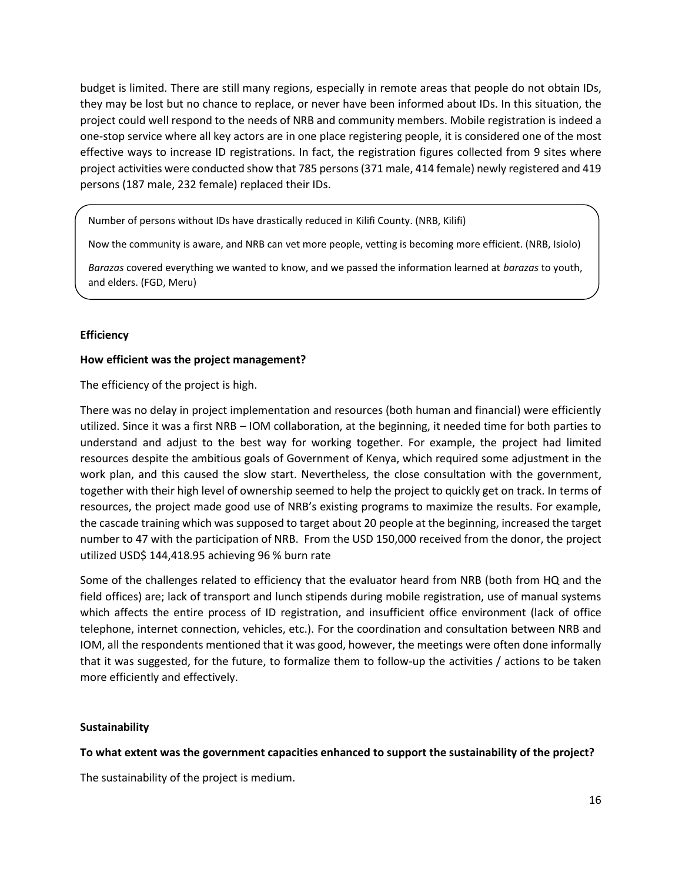budget is limited. There are still many regions, especially in remote areas that people do not obtain IDs, they may be lost but no chance to replace, or never have been informed about IDs. In this situation, the project could well respond to the needs of NRB and community members. Mobile registration is indeed a one-stop service where all key actors are in one place registering people, it is considered one of the most effective ways to increase ID registrations. In fact, the registration figures collected from 9 sites where project activities were conducted show that 785 persons (371 male, 414 female) newly registered and 419 persons (187 male, 232 female) replaced their IDs.

> Number of persons without IDs have drastically reduced in Kilifi County. (NRB, Kilifi)
>
> Now the community is aware, and NRB can vet more people, vetting is becoming more efficient. (NRB, Isiolo)
>
> *Barazas* covered everything we wanted to know, and we passed the information learned at *barazas* to youth, and elders. (FGD, Meru)

**Efficiency**

**How efficient was the project management?**

The efficiency of the project is high.

There was no delay in project implementation and resources (both human and financial) were efficiently utilized. Since it was a first NRB – IOM collaboration, at the beginning, it needed time for both parties to understand and adjust to the best way for working together. For example, the project had limited resources despite the ambitious goals of Government of Kenya, which required some adjustment in the work plan, and this caused the slow start. Nevertheless, the close consultation with the government, together with their high level of ownership seemed to help the project to quickly get on track. In terms of resources, the project made good use of NRB's existing programs to maximize the results. For example, the cascade training which was supposed to target about 20 people at the beginning, increased the target number to 47 with the participation of NRB. From the USD 150,000 received from the donor, the project utilized USD$ 144,418.95 achieving 96 % burn rate

Some of the challenges related to efficiency that the evaluator heard from NRB (both from HQ and the field offices) are; lack of transport and lunch stipends during mobile registration, use of manual systems which affects the entire process of ID registration, and insufficient office environment (lack of office telephone, internet connection, vehicles, etc.). For the coordination and consultation between NRB and IOM, all the respondents mentioned that it was good, however, the meetings were often done informally that it was suggested, for the future, to formalize them to follow-up the activities / actions to be taken more efficiently and effectively.

**Sustainability**

**To what extent was the government capacities enhanced to support the sustainability of the project?**

The sustainability of the project is medium.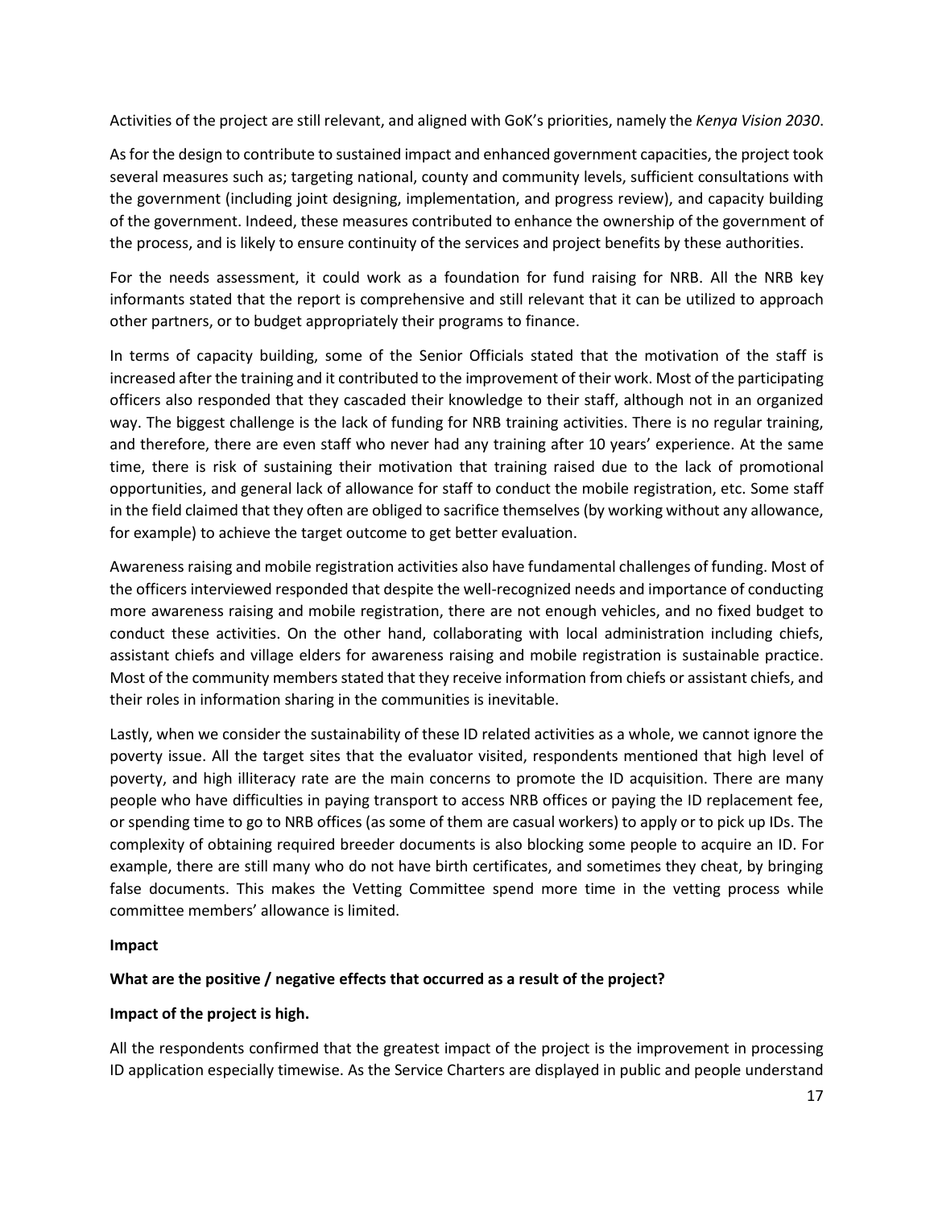Activities of the project are still relevant, and aligned with GoK's priorities, namely the *Kenya Vision 2030*.

As for the design to contribute to sustained impact and enhanced government capacities, the project took several measures such as; targeting national, county and community levels, sufficient consultations with the government (including joint designing, implementation, and progress review), and capacity building of the government. Indeed, these measures contributed to enhance the ownership of the government of the process, and is likely to ensure continuity of the services and project benefits by these authorities.

For the needs assessment, it could work as a foundation for fund raising for NRB. All the NRB key informants stated that the report is comprehensive and still relevant that it can be utilized to approach other partners, or to budget appropriately their programs to finance.

In terms of capacity building, some of the Senior Officials stated that the motivation of the staff is increased after the training and it contributed to the improvement of their work. Most of the participating officers also responded that they cascaded their knowledge to their staff, although not in an organized way. The biggest challenge is the lack of funding for NRB training activities. There is no regular training, and therefore, there are even staff who never had any training after 10 years' experience. At the same time, there is risk of sustaining their motivation that training raised due to the lack of promotional opportunities, and general lack of allowance for staff to conduct the mobile registration, etc. Some staff in the field claimed that they often are obliged to sacrifice themselves (by working without any allowance, for example) to achieve the target outcome to get better evaluation.

Awareness raising and mobile registration activities also have fundamental challenges of funding. Most of the officers interviewed responded that despite the well-recognized needs and importance of conducting more awareness raising and mobile registration, there are not enough vehicles, and no fixed budget to conduct these activities. On the other hand, collaborating with local administration including chiefs, assistant chiefs and village elders for awareness raising and mobile registration is sustainable practice. Most of the community members stated that they receive information from chiefs or assistant chiefs, and their roles in information sharing in the communities is inevitable.

Lastly, when we consider the sustainability of these ID related activities as a whole, we cannot ignore the poverty issue. All the target sites that the evaluator visited, respondents mentioned that high level of poverty, and high illiteracy rate are the main concerns to promote the ID acquisition. There are many people who have difficulties in paying transport to access NRB offices or paying the ID replacement fee, or spending time to go to NRB offices (as some of them are casual workers) to apply or to pick up IDs. The complexity of obtaining required breeder documents is also blocking some people to acquire an ID. For example, there are still many who do not have birth certificates, and sometimes they cheat, by bringing false documents. This makes the Vetting Committee spend more time in the vetting process while committee members' allowance is limited.

**Impact**

**What are the positive / negative effects that occurred as a result of the project?**

**Impact of the project is high.**

All the respondents confirmed that the greatest impact of the project is the improvement in processing ID application especially timewise. As the Service Charters are displayed in public and people understand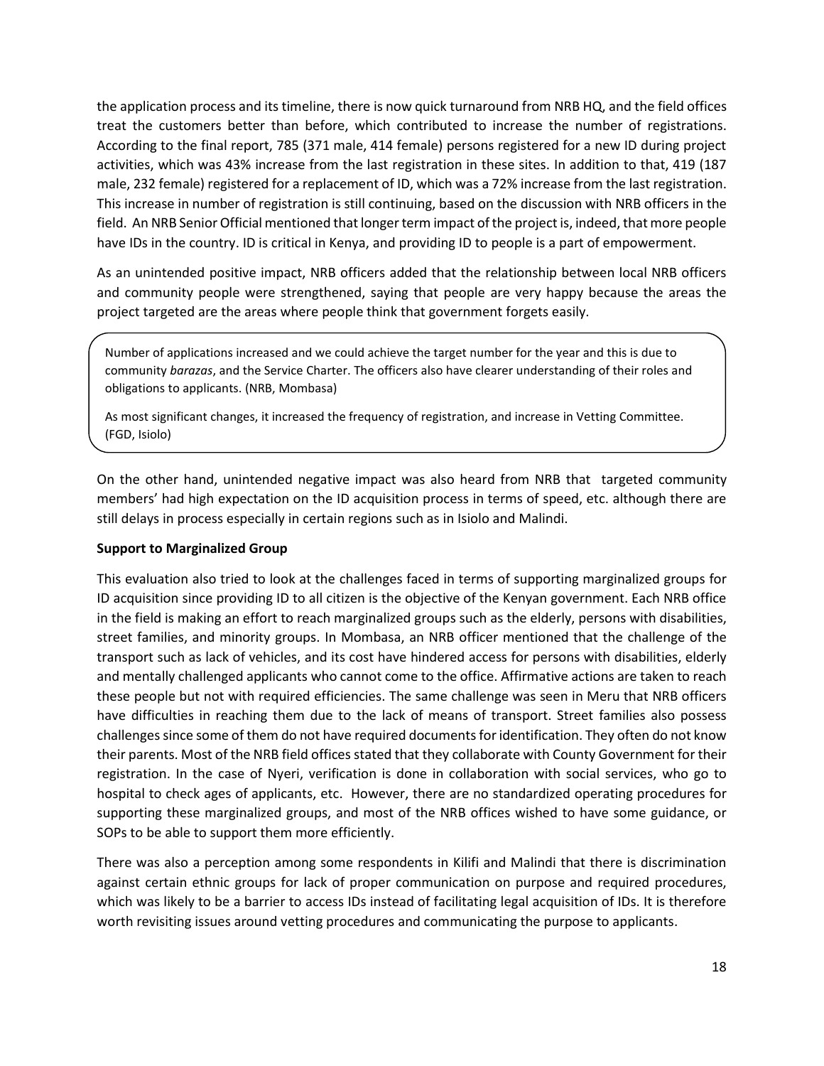the application process and its timeline, there is now quick turnaround from NRB HQ, and the field offices treat the customers better than before, which contributed to increase the number of registrations. According to the final report, 785 (371 male, 414 female) persons registered for a new ID during project activities, which was 43% increase from the last registration in these sites. In addition to that, 419 (187 male, 232 female) registered for a replacement of ID, which was a 72% increase from the last registration. This increase in number of registration is still continuing, based on the discussion with NRB officers in the field. An NRB Senior Official mentioned that longer term impact of the project is, indeed, that more people have IDs in the country. ID is critical in Kenya, and providing ID to people is a part of empowerment.

As an unintended positive impact, NRB officers added that the relationship between local NRB officers and community people were strengthened, saying that people are very happy because the areas the project targeted are the areas where people think that government forgets easily.

> Number of applications increased and we could achieve the target number for the year and this is due to community *barazas*, and the Service Charter. The officers also have clearer understanding of their roles and obligations to applicants. (NRB, Mombasa)
>
> As most significant changes, it increased the frequency of registration, and increase in Vetting Committee. (FGD, Isiolo)

On the other hand, unintended negative impact was also heard from NRB that targeted community members' had high expectation on the ID acquisition process in terms of speed, etc. although there are still delays in process especially in certain regions such as in Isiolo and Malindi.

**Support to Marginalized Group**

This evaluation also tried to look at the challenges faced in terms of supporting marginalized groups for ID acquisition since providing ID to all citizen is the objective of the Kenyan government. Each NRB office in the field is making an effort to reach marginalized groups such as the elderly, persons with disabilities, street families, and minority groups. In Mombasa, an NRB officer mentioned that the challenge of the transport such as lack of vehicles, and its cost have hindered access for persons with disabilities, elderly and mentally challenged applicants who cannot come to the office. Affirmative actions are taken to reach these people but not with required efficiencies. The same challenge was seen in Meru that NRB officers have difficulties in reaching them due to the lack of means of transport. Street families also possess challenges since some of them do not have required documents for identification. They often do not know their parents. Most of the NRB field offices stated that they collaborate with County Government for their registration. In the case of Nyeri, verification is done in collaboration with social services, who go to hospital to check ages of applicants, etc. However, there are no standardized operating procedures for supporting these marginalized groups, and most of the NRB offices wished to have some guidance, or SOPs to be able to support them more efficiently.

There was also a perception among some respondents in Kilifi and Malindi that there is discrimination against certain ethnic groups for lack of proper communication on purpose and required procedures, which was likely to be a barrier to access IDs instead of facilitating legal acquisition of IDs. It is therefore worth revisiting issues around vetting procedures and communicating the purpose to applicants.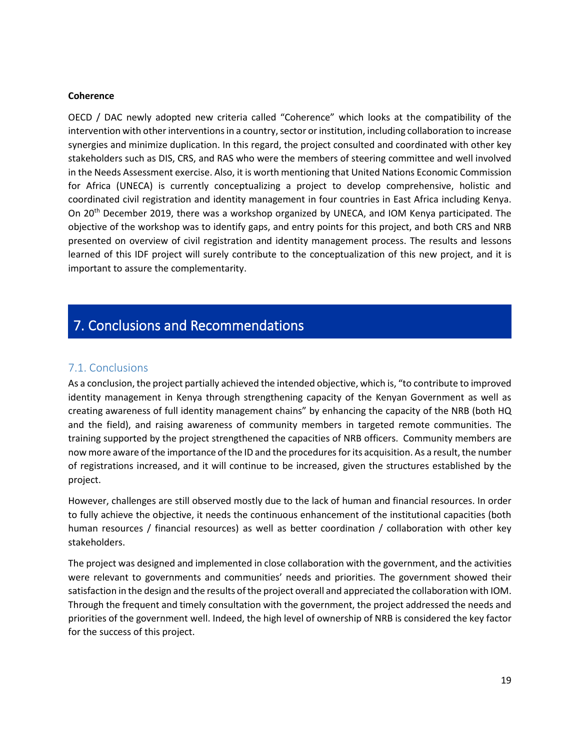**Coherence**

OECD / DAC newly adopted new criteria called "Coherence" which looks at the compatibility of the intervention with other interventions in a country, sector or institution, including collaboration to increase synergies and minimize duplication. In this regard, the project consulted and coordinated with other key stakeholders such as DIS, CRS, and RAS who were the members of steering committee and well involved in the Needs Assessment exercise. Also, it is worth mentioning that United Nations Economic Commission for Africa (UNECA) is currently conceptualizing a project to develop comprehensive, holistic and coordinated civil registration and identity management in four countries in East Africa including Kenya. On 20th December 2019, there was a workshop organized by UNECA, and IOM Kenya participated. The objective of the workshop was to identify gaps, and entry points for this project, and both CRS and NRB presented on overview of civil registration and identity management process. The results and lessons learned of this IDF project will surely contribute to the conceptualization of this new project, and it is important to assure the complementarity.

# 7. Conclusions and Recommendations

## 7.1. Conclusions

As a conclusion, the project partially achieved the intended objective, which is, "to contribute to improved identity management in Kenya through strengthening capacity of the Kenyan Government as well as creating awareness of full identity management chains" by enhancing the capacity of the NRB (both HQ and the field), and raising awareness of community members in targeted remote communities. The training supported by the project strengthened the capacities of NRB officers. Community members are now more aware of the importance of the ID and the procedures for its acquisition. As a result, the number of registrations increased, and it will continue to be increased, given the structures established by the project.

However, challenges are still observed mostly due to the lack of human and financial resources. In order to fully achieve the objective, it needs the continuous enhancement of the institutional capacities (both human resources / financial resources) as well as better coordination / collaboration with other key stakeholders.

The project was designed and implemented in close collaboration with the government, and the activities were relevant to governments and communities' needs and priorities. The government showed their satisfaction in the design and the results of the project overall and appreciated the collaboration with IOM. Through the frequent and timely consultation with the government, the project addressed the needs and priorities of the government well. Indeed, the high level of ownership of NRB is considered the key factor for the success of this project.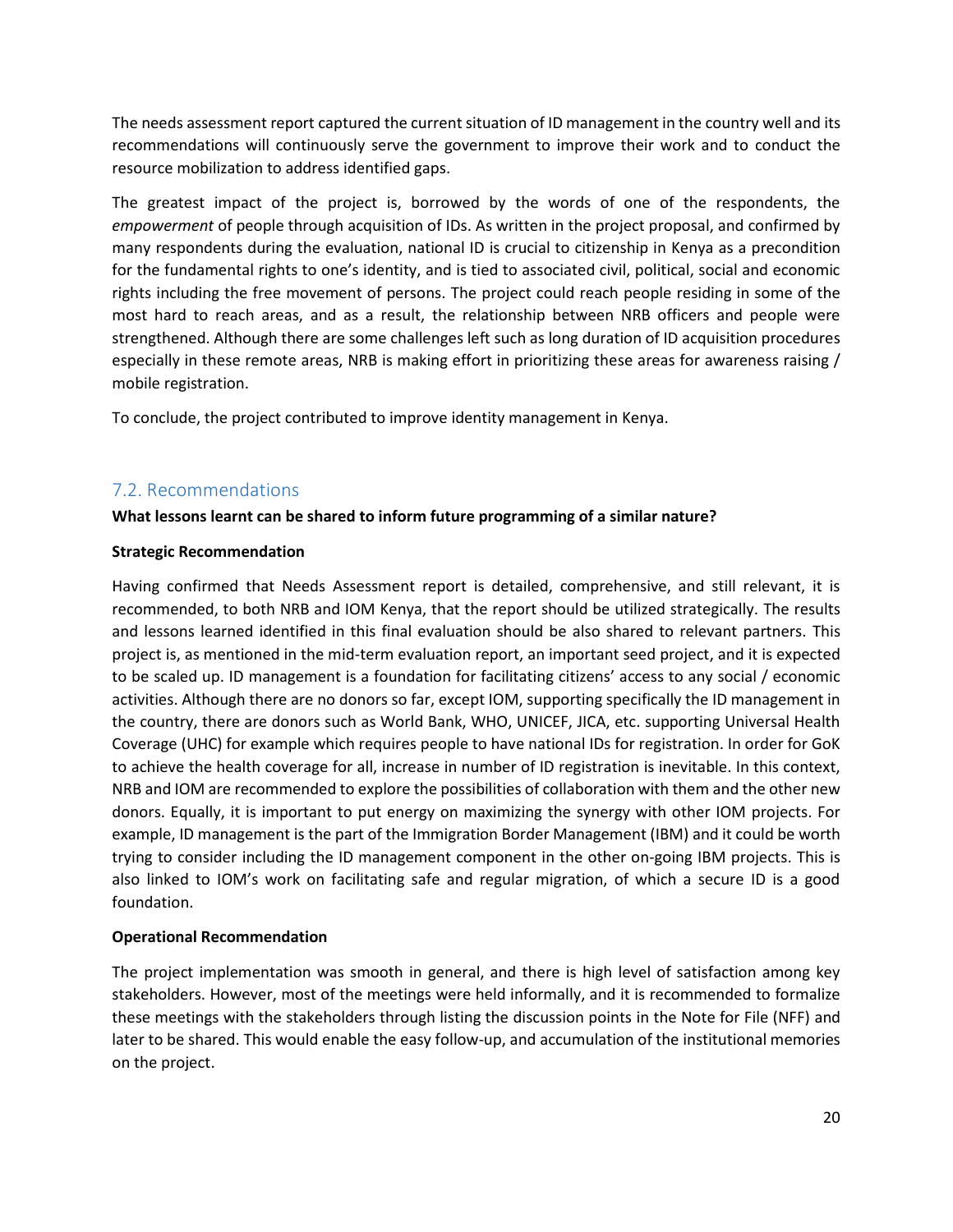The needs assessment report captured the current situation of ID management in the country well and its recommendations will continuously serve the government to improve their work and to conduct the resource mobilization to address identified gaps.

The greatest impact of the project is, borrowed by the words of one of the respondents, the *empowerment* of people through acquisition of IDs. As written in the project proposal, and confirmed by many respondents during the evaluation, national ID is crucial to citizenship in Kenya as a precondition for the fundamental rights to one's identity, and is tied to associated civil, political, social and economic rights including the free movement of persons. The project could reach people residing in some of the most hard to reach areas, and as a result, the relationship between NRB officers and people were strengthened. Although there are some challenges left such as long duration of ID acquisition procedures especially in these remote areas, NRB is making effort in prioritizing these areas for awareness raising / mobile registration.

To conclude, the project contributed to improve identity management in Kenya.

## 7.2. Recommendations

**What lessons learnt can be shared to inform future programming of a similar nature?**

**Strategic Recommendation**

Having confirmed that Needs Assessment report is detailed, comprehensive, and still relevant, it is recommended, to both NRB and IOM Kenya, that the report should be utilized strategically. The results and lessons learned identified in this final evaluation should be also shared to relevant partners. This project is, as mentioned in the mid-term evaluation report, an important seed project, and it is expected to be scaled up. ID management is a foundation for facilitating citizens' access to any social / economic activities. Although there are no donors so far, except IOM, supporting specifically the ID management in the country, there are donors such as World Bank, WHO, UNICEF, JICA, etc. supporting Universal Health Coverage (UHC) for example which requires people to have national IDs for registration. In order for GoK to achieve the health coverage for all, increase in number of ID registration is inevitable. In this context, NRB and IOM are recommended to explore the possibilities of collaboration with them and the other new donors. Equally, it is important to put energy on maximizing the synergy with other IOM projects. For example, ID management is the part of the Immigration Border Management (IBM) and it could be worth trying to consider including the ID management component in the other on-going IBM projects. This is also linked to IOM's work on facilitating safe and regular migration, of which a secure ID is a good foundation.

**Operational Recommendation**

The project implementation was smooth in general, and there is high level of satisfaction among key stakeholders. However, most of the meetings were held informally, and it is recommended to formalize these meetings with the stakeholders through listing the discussion points in the Note for File (NFF) and later to be shared. This would enable the easy follow-up, and accumulation of the institutional memories on the project.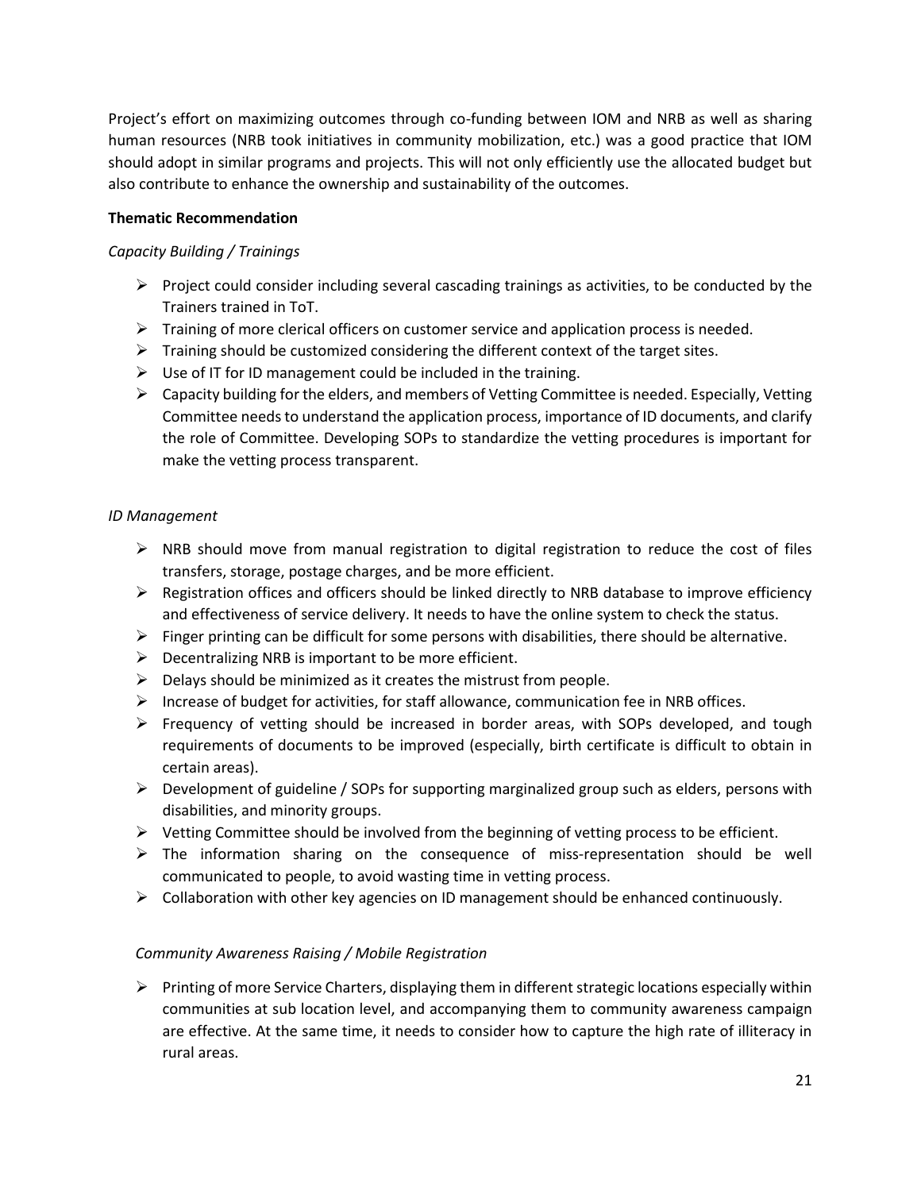Project's effort on maximizing outcomes through co-funding between IOM and NRB as well as sharing human resources (NRB took initiatives in community mobilization, etc.) was a good practice that IOM should adopt in similar programs and projects. This will not only efficiently use the allocated budget but also contribute to enhance the ownership and sustainability of the outcomes.

**Thematic Recommendation**

*Capacity Building / Trainings*

- Project could consider including several cascading trainings as activities, to be conducted by the Trainers trained in ToT.
- Training of more clerical officers on customer service and application process is needed.
- Training should be customized considering the different context of the target sites.
- Use of IT for ID management could be included in the training.
- Capacity building for the elders, and members of Vetting Committee is needed. Especially, Vetting Committee needs to understand the application process, importance of ID documents, and clarify the role of Committee. Developing SOPs to standardize the vetting procedures is important for make the vetting process transparent.

*ID Management*

- NRB should move from manual registration to digital registration to reduce the cost of files transfers, storage, postage charges, and be more efficient.
- Registration offices and officers should be linked directly to NRB database to improve efficiency and effectiveness of service delivery. It needs to have the online system to check the status.
- Finger printing can be difficult for some persons with disabilities, there should be alternative.
- Decentralizing NRB is important to be more efficient.
- Delays should be minimized as it creates the mistrust from people.
- Increase of budget for activities, for staff allowance, communication fee in NRB offices.
- Frequency of vetting should be increased in border areas, with SOPs developed, and tough requirements of documents to be improved (especially, birth certificate is difficult to obtain in certain areas).
- Development of guideline / SOPs for supporting marginalized group such as elders, persons with disabilities, and minority groups.
- Vetting Committee should be involved from the beginning of vetting process to be efficient.
- The information sharing on the consequence of miss-representation should be well communicated to people, to avoid wasting time in vetting process.
- Collaboration with other key agencies on ID management should be enhanced continuously.

*Community Awareness Raising / Mobile Registration*

- Printing of more Service Charters, displaying them in different strategic locations especially within communities at sub location level, and accompanying them to community awareness campaign are effective. At the same time, it needs to consider how to capture the high rate of illiteracy in rural areas.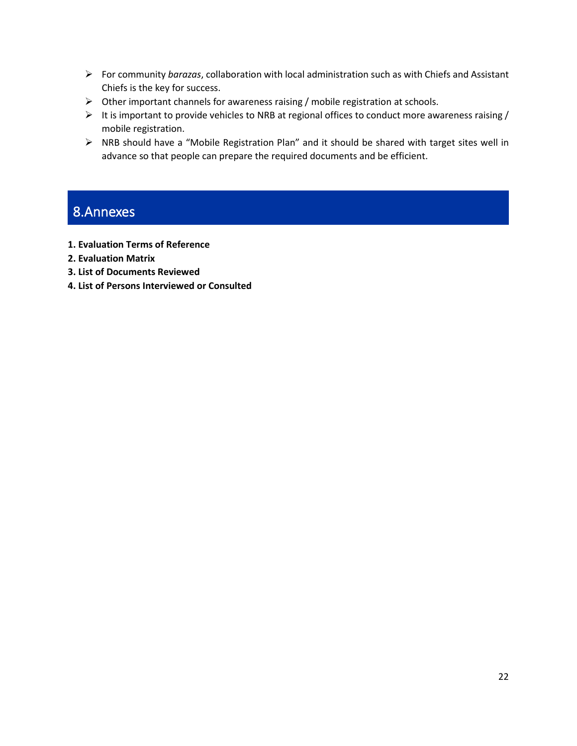- For community *barazas*, collaboration with local administration such as with Chiefs and Assistant Chiefs is the key for success.
- Other important channels for awareness raising / mobile registration at schools.
- It is important to provide vehicles to NRB at regional offices to conduct more awareness raising / mobile registration.
- NRB should have a "Mobile Registration Plan" and it should be shared with target sites well in advance so that people can prepare the required documents and be efficient.

# 8. Annexes

1. **Evaluation Terms of Reference**
2. **Evaluation Matrix**
3. **List of Documents Reviewed**
4. **List of Persons Interviewed or Consulted**